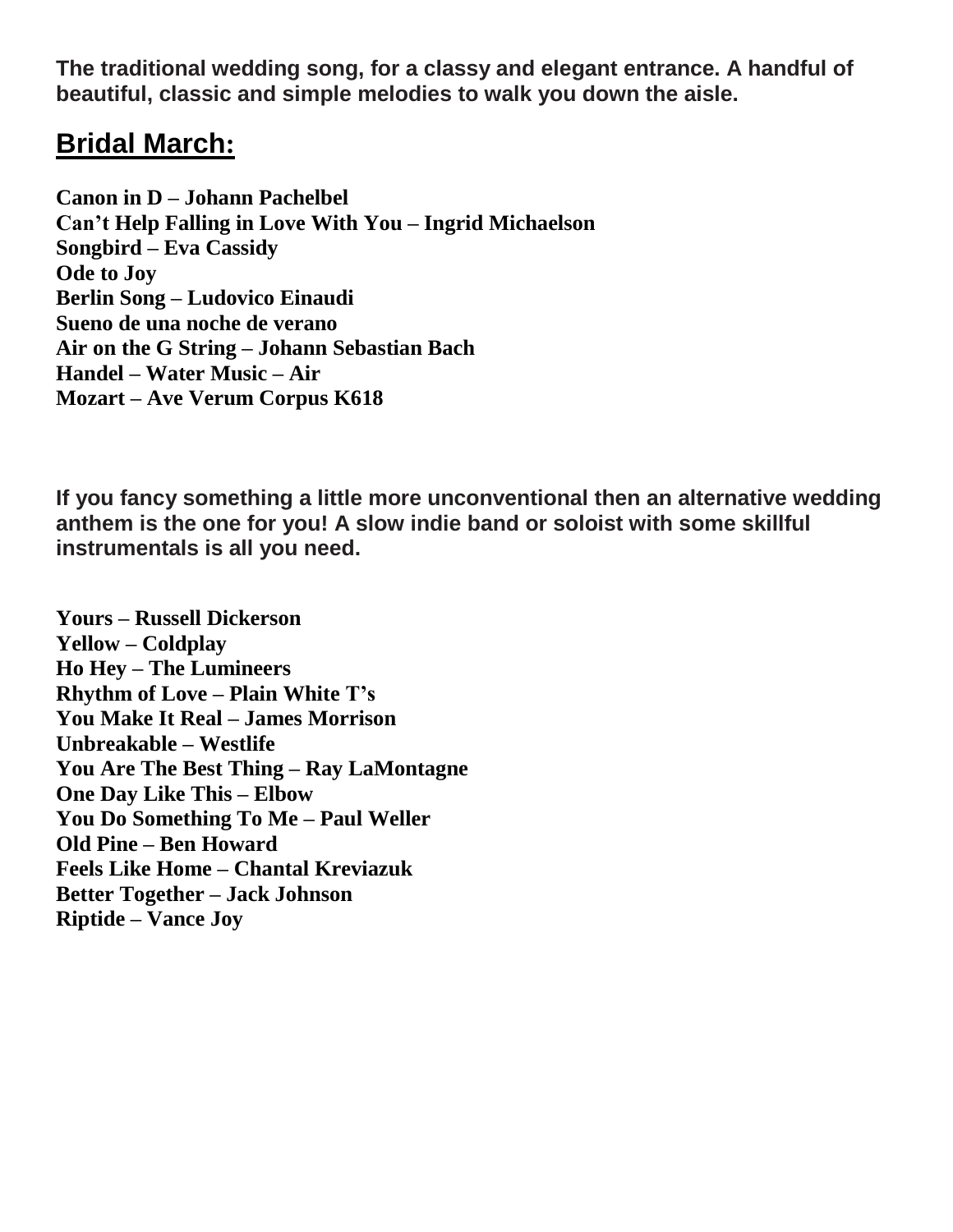**The traditional wedding song, for a classy and elegant entrance. A handful of beautiful, classic and simple melodies to walk you down the aisle.**

## Bridal March:

**Canon in D – Johann Pachelbel**
**Can't Help Falling in Love With You – Ingrid Michaelson**
**Songbird – Eva Cassidy**
**Ode to Joy**
**Berlin Song – Ludovico Einaudi**
**Sueno de una noche de verano**
**Air on the G String – Johann Sebastian Bach**
**Handel – Water Music – Air**
**Mozart – Ave Verum Corpus K618**

**If you fancy something a little more unconventional then an alternative wedding anthem is the one for you! A slow indie band or soloist with some skillful instrumentals is all you need.**

**Yours – Russell Dickerson**
**Yellow – Coldplay**
**Ho Hey – The Lumineers**
**Rhythm of Love – Plain White T's**
**You Make It Real – James Morrison**
**Unbreakable – Westlife**
**You Are The Best Thing – Ray LaMontagne**
**One Day Like This – Elbow**
**You Do Something To Me – Paul Weller**
**Old Pine – Ben Howard**
**Feels Like Home – Chantal Kreviazuk**
**Better Together – Jack Johnson**
**Riptide – Vance Joy**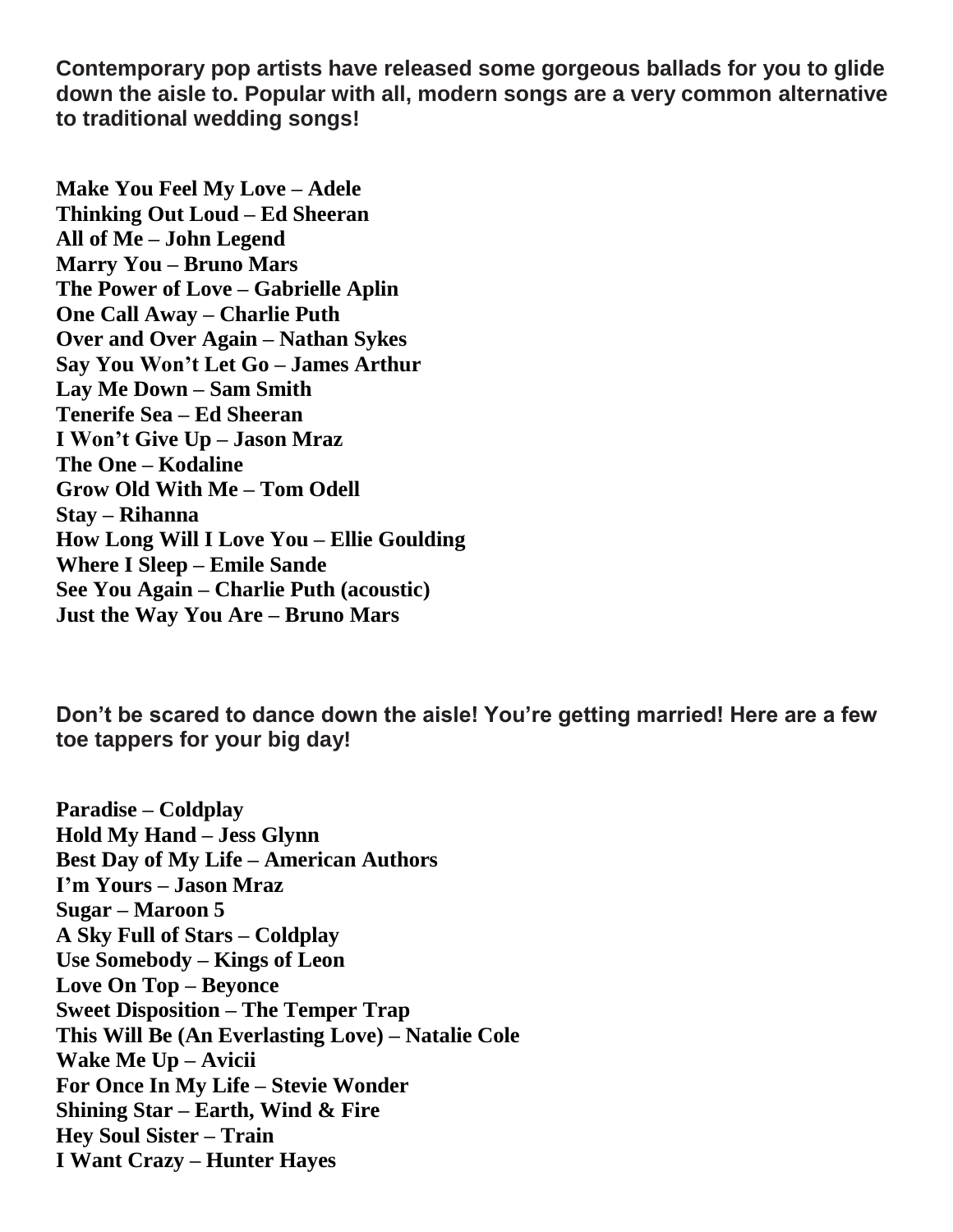**Contemporary pop artists have released some gorgeous ballads for you to glide down the aisle to. Popular with all, modern songs are a very common alternative to traditional wedding songs!**

**Make You Feel My Love – Adele**
**Thinking Out Loud – Ed Sheeran**
**All of Me – John Legend**
**Marry You – Bruno Mars**
**The Power of Love – Gabrielle Aplin**
**One Call Away – Charlie Puth**
**Over and Over Again – Nathan Sykes**
**Say You Won't Let Go – James Arthur**
**Lay Me Down – Sam Smith**
**Tenerife Sea – Ed Sheeran**
**I Won't Give Up – Jason Mraz**
**The One – Kodaline**
**Grow Old With Me – Tom Odell**
**Stay – Rihanna**
**How Long Will I Love You – Ellie Goulding**
**Where I Sleep – Emile Sande**
**See You Again – Charlie Puth (acoustic)**
**Just the Way You Are – Bruno Mars**

**Don't be scared to dance down the aisle! You're getting married! Here are a few toe tappers for your big day!**

**Paradise – Coldplay**
**Hold My Hand – Jess Glynn**
**Best Day of My Life – American Authors**
**I'm Yours – Jason Mraz**
**Sugar – Maroon 5**
**A Sky Full of Stars – Coldplay**
**Use Somebody – Kings of Leon**
**Love On Top – Beyonce**
**Sweet Disposition – The Temper Trap**
**This Will Be (An Everlasting Love) – Natalie Cole**
**Wake Me Up – Avicii**
**For Once In My Life – Stevie Wonder**
**Shining Star – Earth, Wind & Fire**
**Hey Soul Sister – Train**
**I Want Crazy – Hunter Hayes**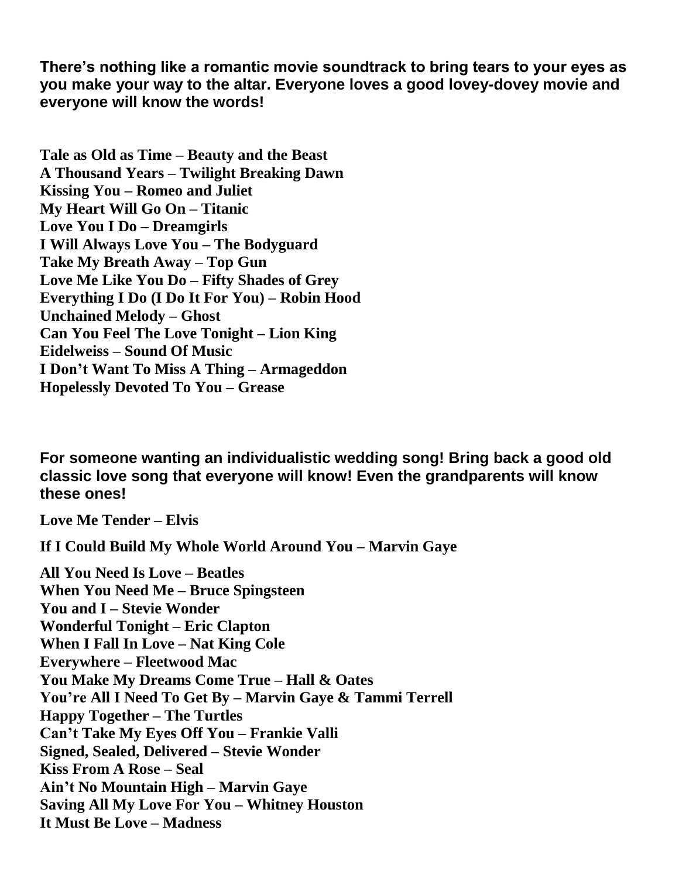**There's nothing like a romantic movie soundtrack to bring tears to your eyes as you make your way to the altar. Everyone loves a good lovey-dovey movie and everyone will know the words!**

**Tale as Old as Time – Beauty and the Beast**
**A Thousand Years – Twilight Breaking Dawn**
**Kissing You – Romeo and Juliet**
**My Heart Will Go On – Titanic**
**Love You I Do – Dreamgirls**
**I Will Always Love You – The Bodyguard**
**Take My Breath Away – Top Gun**
**Love Me Like You Do – Fifty Shades of Grey**
**Everything I Do (I Do It For You) – Robin Hood**
**Unchained Melody – Ghost**
**Can You Feel The Love Tonight – Lion King**
**Eidelweiss – Sound Of Music**
**I Don't Want To Miss A Thing – Armageddon**
**Hopelessly Devoted To You – Grease**

**For someone wanting an individualistic wedding song! Bring back a good old classic love song that everyone will know! Even the grandparents will know these ones!**

**Love Me Tender – Elvis**

**If I Could Build My Whole World Around You – Marvin Gaye**

**All You Need Is Love – Beatles**
**When You Need Me – Bruce Spingsteen**
**You and I – Stevie Wonder**
**Wonderful Tonight – Eric Clapton**
**When I Fall In Love – Nat King Cole**
**Everywhere – Fleetwood Mac**
**You Make My Dreams Come True – Hall & Oates**
**You're All I Need To Get By – Marvin Gaye & Tammi Terrell**
**Happy Together – The Turtles**
**Can't Take My Eyes Off You – Frankie Valli**
**Signed, Sealed, Delivered – Stevie Wonder**
**Kiss From A Rose – Seal**
**Ain't No Mountain High – Marvin Gaye**
**Saving All My Love For You – Whitney Houston**
**It Must Be Love – Madness**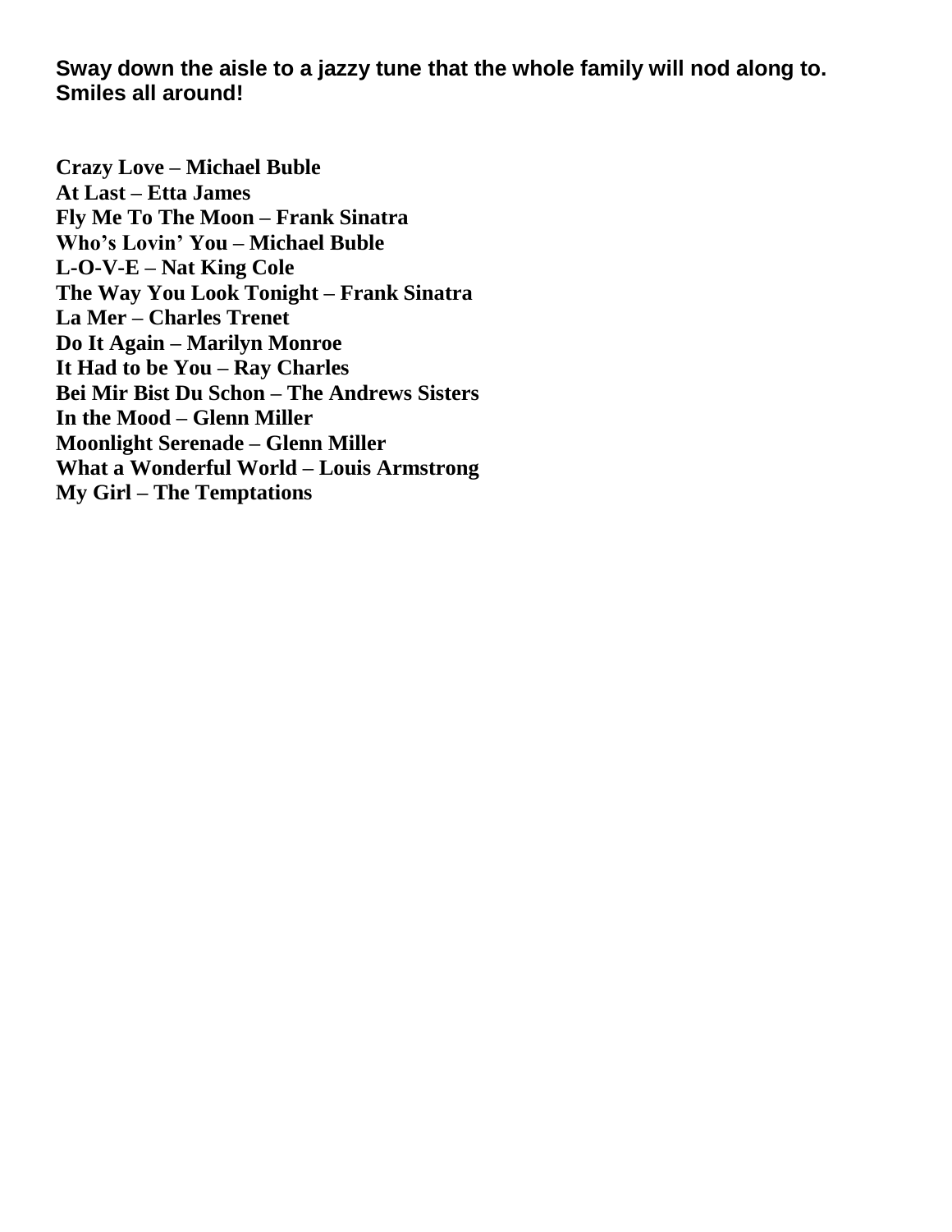**Sway down the aisle to a jazzy tune that the whole family will nod along to. Smiles all around!**

**Crazy Love – Michael Buble**
**At Last – Etta James**
**Fly Me To The Moon – Frank Sinatra**
**Who's Lovin' You – Michael Buble**
**L-O-V-E – Nat King Cole**
**The Way You Look Tonight – Frank Sinatra**
**La Mer – Charles Trenet**
**Do It Again – Marilyn Monroe**
**It Had to be You – Ray Charles**
**Bei Mir Bist Du Schon – The Andrews Sisters**
**In the Mood – Glenn Miller**
**Moonlight Serenade – Glenn Miller**
**What a Wonderful World – Louis Armstrong**
**My Girl – The Temptations**